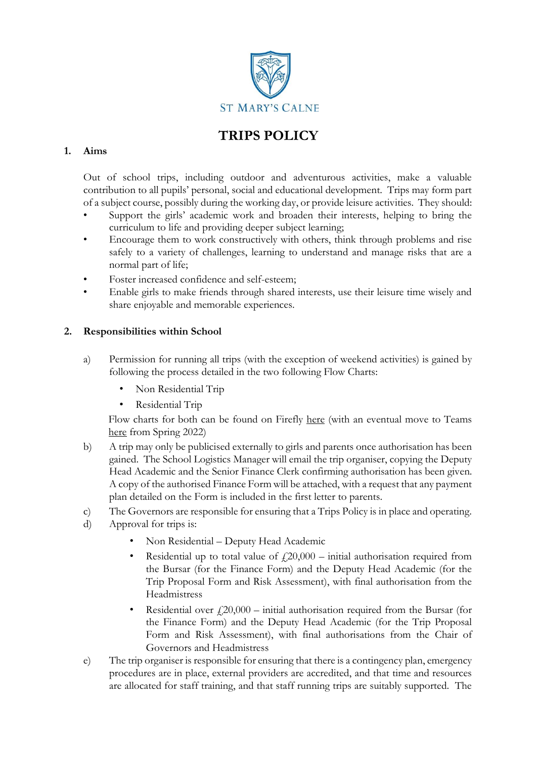ST MARY'S CALNE

# TRIPS POLICY

## 1. Aims

Out of school trips, including outdoor and adventurous activities, make a valuable contribution to all pupils' personal, social and educational development. Trips may form part of a subject course, possibly during the working day, or provide leisure activities. They should:

- Support the girls' academic work and broaden their interests, helping to bring the curriculum to life and providing deeper subject learning;
- Encourage them to work constructively with others, think through problems and rise safely to a variety of challenges, learning to understand and manage risks that are a normal part of life;
- Foster increased confidence and self-esteem;
- Enable girls to make friends through shared interests, use their leisure time wisely and share enjoyable and memorable experiences.

## 2. Responsibilities within School

a) Permission for running all trips (with the exception of weekend activities) is gained by following the process detailed in the two following Flow Charts:

   - Non Residential Trip
   - Residential Trip

   Flow charts for both can be found on Firefly here (with an eventual move to Teams here from Spring 2022)

b) A trip may only be publicised externally to girls and parents once authorisation has been gained. The School Logistics Manager will email the trip organiser, copying the Deputy Head Academic and the Senior Finance Clerk confirming authorisation has been given. A copy of the authorised Finance Form will be attached, with a request that any payment plan detailed on the Form is included in the first letter to parents.

c) The Governors are responsible for ensuring that a Trips Policy is in place and operating.

d) Approval for trips is:

   - Non Residential – Deputy Head Academic
   - Residential up to total value of £20,000 – initial authorisation required from the Bursar (for the Finance Form) and the Deputy Head Academic (for the Trip Proposal Form and Risk Assessment), with final authorisation from the Headmistress
   - Residential over £20,000 – initial authorisation required from the Bursar (for the Finance Form) and the Deputy Head Academic (for the Trip Proposal Form and Risk Assessment), with final authorisations from the Chair of Governors and Headmistress

e) The trip organiser is responsible for ensuring that there is a contingency plan, emergency procedures are in place, external providers are accredited, and that time and resources are allocated for staff training, and that staff running trips are suitably supported. The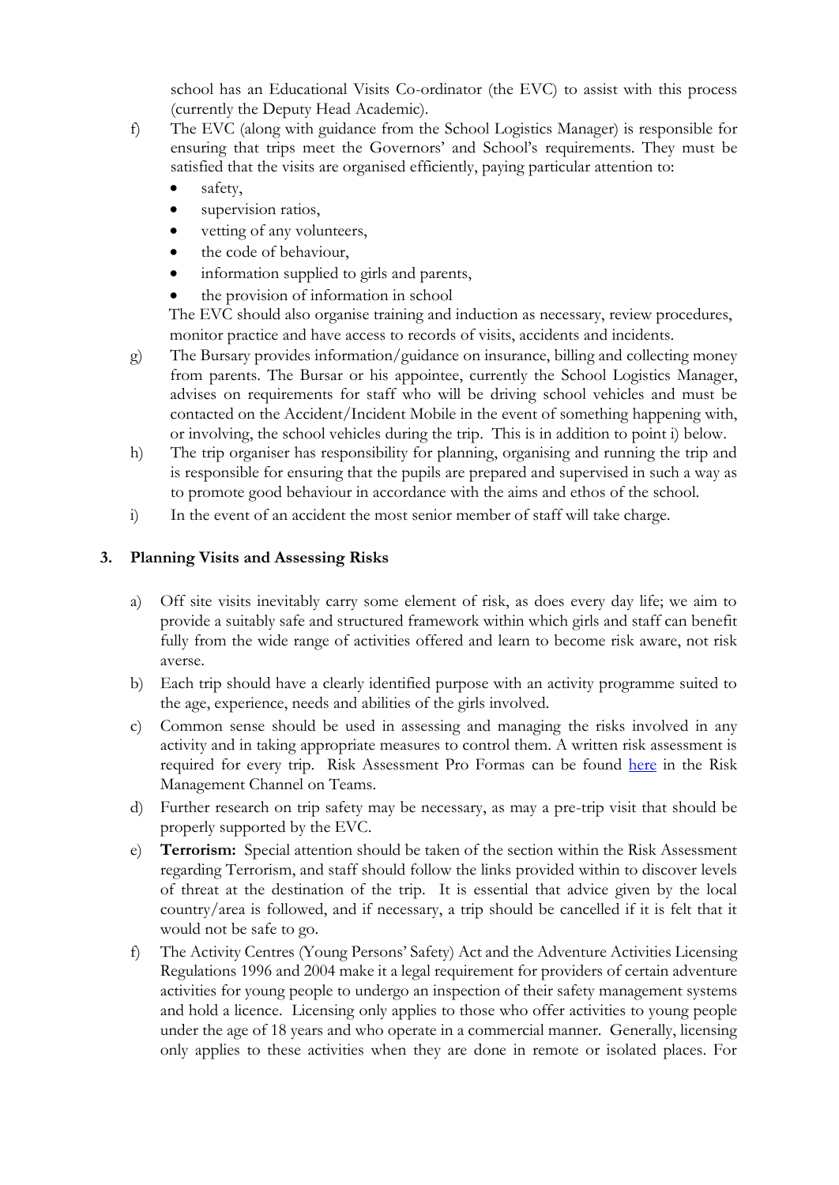school has an Educational Visits Co-ordinator (the EVC) to assist with this process (currently the Deputy Head Academic).

f) The EVC (along with guidance from the School Logistics Manager) is responsible for ensuring that trips meet the Governors' and School's requirements. They must be satisfied that the visits are organised efficiently, paying particular attention to:
   - safety,
   - supervision ratios,
   - vetting of any volunteers,
   - the code of behaviour,
   - information supplied to girls and parents,
   - the provision of information in school

   The EVC should also organise training and induction as necessary, review procedures, monitor practice and have access to records of visits, accidents and incidents.

g) The Bursary provides information/guidance on insurance, billing and collecting money from parents. The Bursar or his appointee, currently the School Logistics Manager, advises on requirements for staff who will be driving school vehicles and must be contacted on the Accident/Incident Mobile in the event of something happening with, or involving, the school vehicles during the trip. This is in addition to point i) below.

h) The trip organiser has responsibility for planning, organising and running the trip and is responsible for ensuring that the pupils are prepared and supervised in such a way as to promote good behaviour in accordance with the aims and ethos of the school.

i) In the event of an accident the most senior member of staff will take charge.

### 3. Planning Visits and Assessing Risks

a) Off site visits inevitably carry some element of risk, as does every day life; we aim to provide a suitably safe and structured framework within which girls and staff can benefit fully from the wide range of activities offered and learn to become risk aware, not risk averse.

b) Each trip should have a clearly identified purpose with an activity programme suited to the age, experience, needs and abilities of the girls involved.

c) Common sense should be used in assessing and managing the risks involved in any activity and in taking appropriate measures to control them. A written risk assessment is required for every trip. Risk Assessment Pro Formas can be found here in the Risk Management Channel on Teams.

d) Further research on trip safety may be necessary, as may a pre-trip visit that should be properly supported by the EVC.

e) **Terrorism:** Special attention should be taken of the section within the Risk Assessment regarding Terrorism, and staff should follow the links provided within to discover levels of threat at the destination of the trip. It is essential that advice given by the local country/area is followed, and if necessary, a trip should be cancelled if it is felt that it would not be safe to go.

f) The Activity Centres (Young Persons' Safety) Act and the Adventure Activities Licensing Regulations 1996 and 2004 make it a legal requirement for providers of certain adventure activities for young people to undergo an inspection of their safety management systems and hold a licence. Licensing only applies to those who offer activities to young people under the age of 18 years and who operate in a commercial manner. Generally, licensing only applies to these activities when they are done in remote or isolated places. For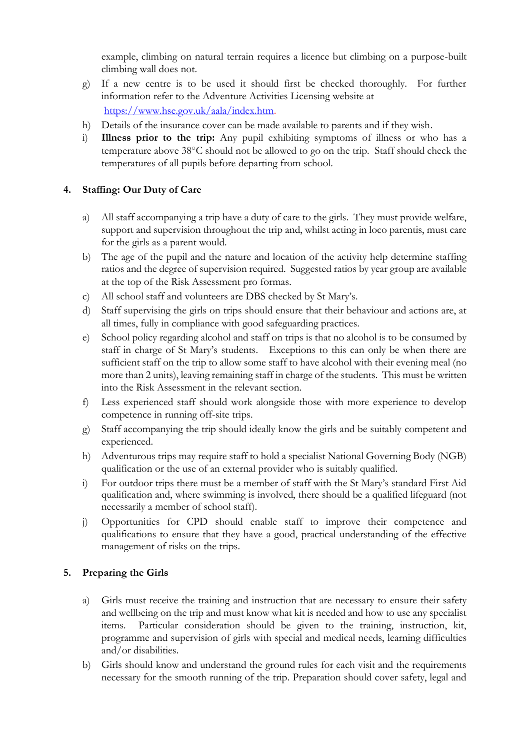example, climbing on natural terrain requires a licence but climbing on a purpose-built climbing wall does not.

g) If a new centre is to be used it should first be checked thoroughly. For further information refer to the Adventure Activities Licensing website at [https://www.hse.gov.uk/aala/index.htm](https://www.hse.gov.uk/aala/index.htm).

h) Details of the insurance cover can be made available to parents and if they wish.

i) **Illness prior to the trip:** Any pupil exhibiting symptoms of illness or who has a temperature above 38°C should not be allowed to go on the trip. Staff should check the temperatures of all pupils before departing from school.

## 4. Staffing: Our Duty of Care

a) All staff accompanying a trip have a duty of care to the girls. They must provide welfare, support and supervision throughout the trip and, whilst acting in loco parentis, must care for the girls as a parent would.

b) The age of the pupil and the nature and location of the activity help determine staffing ratios and the degree of supervision required. Suggested ratios by year group are available at the top of the Risk Assessment pro formas.

c) All school staff and volunteers are DBS checked by St Mary's.

d) Staff supervising the girls on trips should ensure that their behaviour and actions are, at all times, fully in compliance with good safeguarding practices.

e) School policy regarding alcohol and staff on trips is that no alcohol is to be consumed by staff in charge of St Mary's students. Exceptions to this can only be when there are sufficient staff on the trip to allow some staff to have alcohol with their evening meal (no more than 2 units), leaving remaining staff in charge of the students. This must be written into the Risk Assessment in the relevant section.

f) Less experienced staff should work alongside those with more experience to develop competence in running off-site trips.

g) Staff accompanying the trip should ideally know the girls and be suitably competent and experienced.

h) Adventurous trips may require staff to hold a specialist National Governing Body (NGB) qualification or the use of an external provider who is suitably qualified.

i) For outdoor trips there must be a member of staff with the St Mary's standard First Aid qualification and, where swimming is involved, there should be a qualified lifeguard (not necessarily a member of school staff).

j) Opportunities for CPD should enable staff to improve their competence and qualifications to ensure that they have a good, practical understanding of the effective management of risks on the trips.

## 5. Preparing the Girls

a) Girls must receive the training and instruction that are necessary to ensure their safety and wellbeing on the trip and must know what kit is needed and how to use any specialist items. Particular consideration should be given to the training, instruction, kit, programme and supervision of girls with special and medical needs, learning difficulties and/or disabilities.

b) Girls should know and understand the ground rules for each visit and the requirements necessary for the smooth running of the trip. Preparation should cover safety, legal and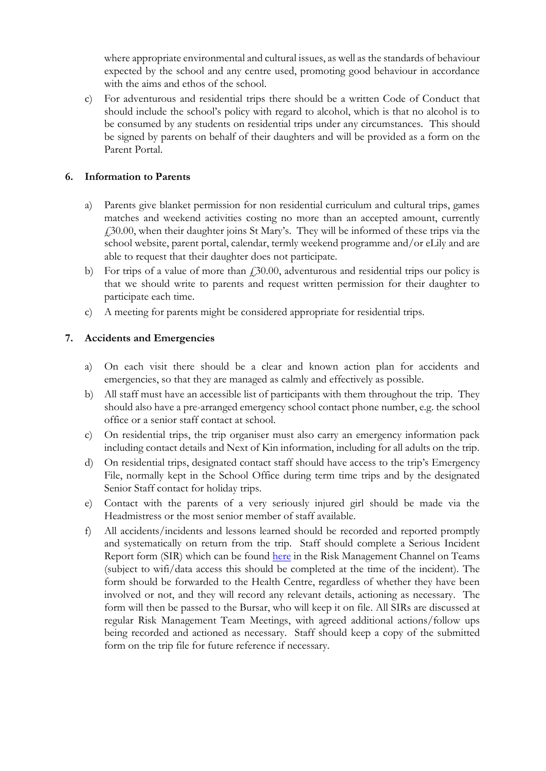where appropriate environmental and cultural issues, as well as the standards of behaviour expected by the school and any centre used, promoting good behaviour in accordance with the aims and ethos of the school.

c) For adventurous and residential trips there should be a written Code of Conduct that should include the school's policy with regard to alcohol, which is that no alcohol is to be consumed by any students on residential trips under any circumstances. This should be signed by parents on behalf of their daughters and will be provided as a form on the Parent Portal.

## 6. Information to Parents

a) Parents give blanket permission for non residential curriculum and cultural trips, games matches and weekend activities costing no more than an accepted amount, currently £30.00, when their daughter joins St Mary's. They will be informed of these trips via the school website, parent portal, calendar, termly weekend programme and/or eLily and are able to request that their daughter does not participate.

b) For trips of a value of more than £30.00, adventurous and residential trips our policy is that we should write to parents and request written permission for their daughter to participate each time.

c) A meeting for parents might be considered appropriate for residential trips.

## 7. Accidents and Emergencies

a) On each visit there should be a clear and known action plan for accidents and emergencies, so that they are managed as calmly and effectively as possible.

b) All staff must have an accessible list of participants with them throughout the trip. They should also have a pre-arranged emergency school contact phone number, e.g. the school office or a senior staff contact at school.

c) On residential trips, the trip organiser must also carry an emergency information pack including contact details and Next of Kin information, including for all adults on the trip.

d) On residential trips, designated contact staff should have access to the trip's Emergency File, normally kept in the School Office during term time trips and by the designated Senior Staff contact for holiday trips.

e) Contact with the parents of a very seriously injured girl should be made via the Headmistress or the most senior member of staff available.

f) All accidents/incidents and lessons learned should be recorded and reported promptly and systematically on return from the trip. Staff should complete a Serious Incident Report form (SIR) which can be found here in the Risk Management Channel on Teams (subject to wifi/data access this should be completed at the time of the incident). The form should be forwarded to the Health Centre, regardless of whether they have been involved or not, and they will record any relevant details, actioning as necessary. The form will then be passed to the Bursar, who will keep it on file. All SIRs are discussed at regular Risk Management Team Meetings, with agreed additional actions/follow ups being recorded and actioned as necessary. Staff should keep a copy of the submitted form on the trip file for future reference if necessary.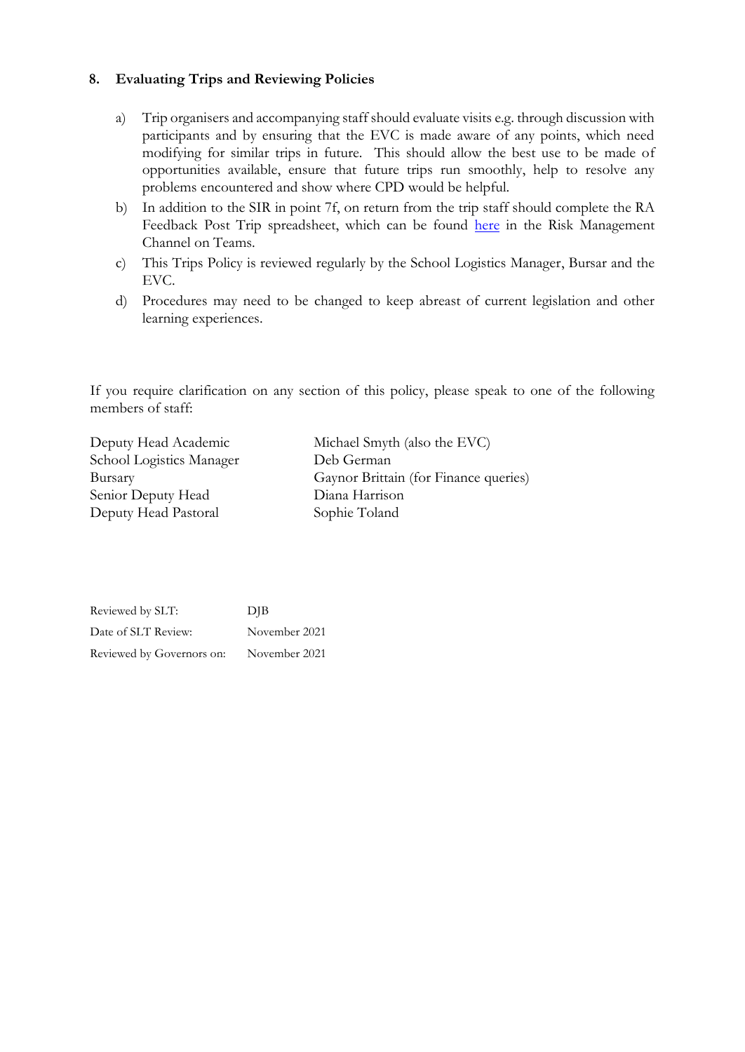## 8. Evaluating Trips and Reviewing Policies

a) Trip organisers and accompanying staff should evaluate visits e.g. through discussion with participants and by ensuring that the EVC is made aware of any points, which need modifying for similar trips in future. This should allow the best use to be made of opportunities available, ensure that future trips run smoothly, help to resolve any problems encountered and show where CPD would be helpful.

b) In addition to the SIR in point 7f, on return from the trip staff should complete the RA Feedback Post Trip spreadsheet, which can be found here in the Risk Management Channel on Teams.

c) This Trips Policy is reviewed regularly by the School Logistics Manager, Bursar and the EVC.

d) Procedures may need to be changed to keep abreast of current legislation and other learning experiences.

If you require clarification on any section of this policy, please speak to one of the following members of staff:

| | |
|---|---|
| Deputy Head Academic | Michael Smyth (also the EVC) |
| School Logistics Manager | Deb German |
| Bursary | Gaynor Brittain (for Finance queries) |
| Senior Deputy Head | Diana Harrison |
| Deputy Head Pastoral | Sophie Toland |

| | |
|---|---|
| Reviewed by SLT: | DJB |
| Date of SLT Review: | November 2021 |
| Reviewed by Governors on: | November 2021 |